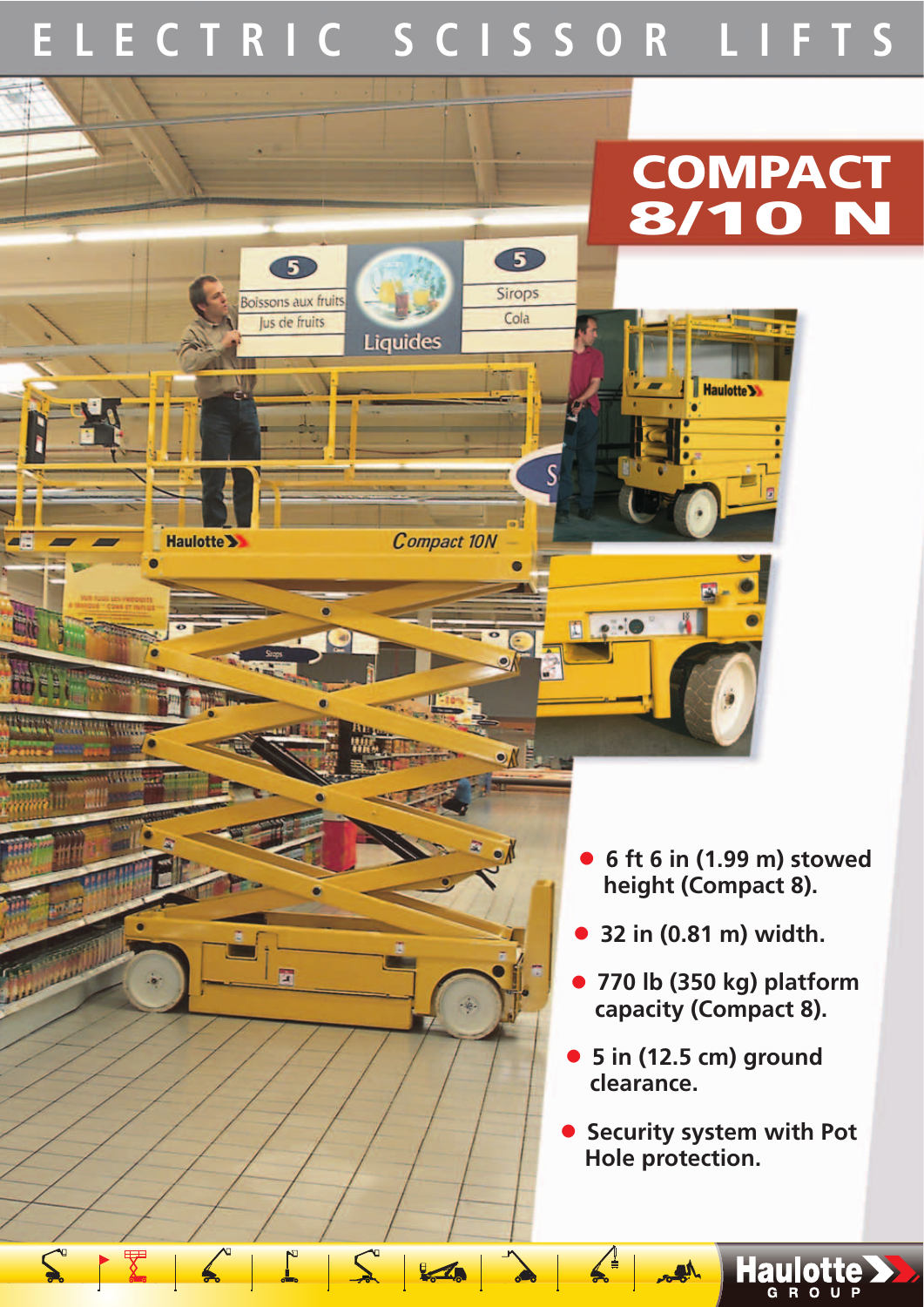# ELECTRIC SCISSOR LIFTS

## COMPACT 8/10 N

- **6 ft 6 in (1.99 m) stowed height (Compact 8).**
- **32 in (0.81 m) width.**
- **770 lb (350 kg) platform capacity (Compact 8).**
- **5 in (12.5 cm) ground clearance.**
- **Security system with Pot Hole protection.**

Haulotte GROUP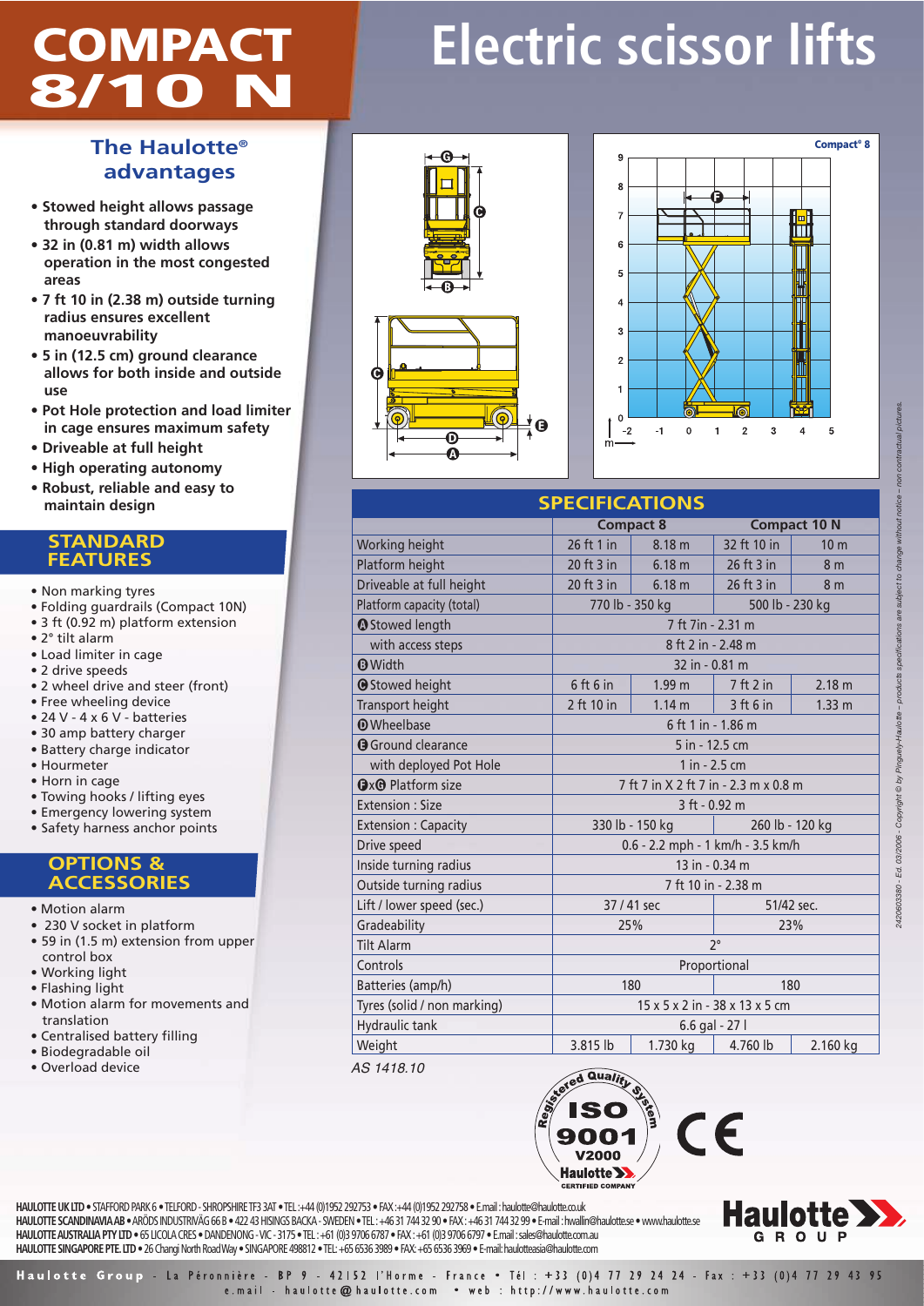# COMPACT 8/10 N

# Electric scissor lifts

## The Haulotte® advantages

- Stowed height allows passage through standard doorways
- 32 in (0.81 m) width allows operation in the most congested areas
- 7 ft 10 in (2.38 m) outside turning radius ensures excellent manoeuvrability
- 5 in (12.5 cm) ground clearance allows for both inside and outside use
- Pot Hole protection and load limiter in cage ensures maximum safety
- Driveable at full height
- High operating autonomy
- Robust, reliable and easy to maintain design

## STANDARD FEATURES

- Non marking tyres
- Folding guardrails (Compact 10N)
- 3 ft (0.92 m) platform extension
- 2° tilt alarm
- Load limiter in cage
- 2 drive speeds
- 2 wheel drive and steer (front)
- Free wheeling device
- 24 V - 4 x 6 V - batteries
- 30 amp battery charger
- Battery charge indicator
- Hourmeter
- Horn in cage
- Towing hooks / lifting eyes
- Emergency lowering system
- Safety harness anchor points

## OPTIONS & ACCESSORIES

- Motion alarm
- 230 V socket in platform
- 59 in (1.5 m) extension from upper control box
- Working light
- Flashing light
- Motion alarm for movements and translation
- Centralised battery filling
- Biodegradable oil
- Overload device

G

C

B

C

D

A

E

Compact® 8

F

9
8
7
6
5
4
3
2
1
0

-2 -1 0 1 2 3 4 5

m

## SPECIFICATIONS

| | Compact 8 | | Compact 10 N | |
|---|---|---|---|---|
| Working height | 26 ft 1 in | 8.18 m | 32 ft 10 in | 10 m |
| Platform height | 20 ft 3 in | 6.18 m | 26 ft 3 in | 8 m |
| Driveable at full height | 20 ft 3 in | 6.18 m | 26 ft 3 in | 8 m |
| Platform capacity (total) | 770 lb - 350 kg | | 500 lb - 230 kg | |
| A Stowed length | 7 ft 7in - 2.31 m | | | |
| with access steps | 8 ft 2 in - 2.48 m | | | |
| B Width | 32 in - 0.81 m | | | |
| C Stowed height | 6 ft 6 in | 1.99 m | 7 ft 2 in | 2.18 m |
| Transport height | 2 ft 10 in | 1.14 m | 3 ft 6 in | 1.33 m |
| D Wheelbase | 6 ft 1 in - 1.86 m | | | |
| E Ground clearance | 5 in - 12.5 cm | | | |
| with deployed Pot Hole | 1 in - 2.5 cm | | | |
| F x G Platform size | 7 ft 7 in X 2 ft 7 in - 2.3 m x 0.8 m | | | |
| Extension : Size | 3 ft - 0.92 m | | | |
| Extension : Capacity | 330 lb - 150 kg | | 260 lb - 120 kg | |
| Drive speed | 0.6 - 2.2 mph - 1 km/h - 3.5 km/h | | | |
| Inside turning radius | 13 in - 0.34 m | | | |
| Outside turning radius | 7 ft 10 in - 2.38 m | | | |
| Lift / lower speed (sec.) | 37 / 41 sec | | 51/42 sec. | |
| Gradeability | 25% | | 23% | |
| Tilt Alarm | 2° | | | |
| Controls | Proportional | | | |
| Batteries (amp/h) | 180 | | 180 | |
| Tyres (solid / non marking) | 15 x 5 x 2 in - 38 x 13 x 5 cm | | | |
| Hydraulic tank | 6.6 gal - 27 l | | | |
| Weight | 3.815 lb | 1.730 kg | 4.760 lb | 2.160 kg |

*AS 1418.10*

Registered Quality System ISO 9001 V2000 Haulotte CERTIFIED COMPANY

CE

*2420603380 - Ed. 03/2006 - Copyright © by Pinguely-Haulotte – products specifications are subject to change without notice – non contractual pictures.*

**HAULOTTE UK LTD** • STAFFORD PARK 6 • TELFORD - SHROPSHIRE TF3 3AT • TEL : +44 (0)1952 292753 • FAX : +44 (0)1952 292758 • E.mail : haulotte@haulotte.co.uk
**HAULOTTE SCANDINAVIA AB** • ARÖDS INDUSTRIVÄG 66 B • 422 43 HISINGS BACKA - SWEDEN • TEL : +46 31 744 32 90 • FAX : +46 31 744 32 99 • E-mail : hwallin@haulotte.se • www.haulotte.se
**HAULOTTE AUSTRALIA PTY LTD** • 65 LICOLA CRES • DANDENONG - VIC - 3175 • TEL : +61 (0)3 9706 6787 • FAX : +61 (0)3 9706 6797 • E.mail : sales@haulotte.com.au
**HAULOTTE SINGAPORE PTE. LTD** • 26 Changi North Road Way • SINGAPORE 498812 • TEL: +65 6536 3989 • FAX: +65 6536 3969 • E-mail: haulotteasia@haulotte.com

Haulotte GROUP

Haulotte Group - La Péronnière - BP 9 - 42152 l'Horme - France • Tél : +33 (0)4 77 29 24 24 - Fax : +33 (0)4 77 29 43 95
e.mail - haulotte@haulotte.com • web : http://www.haulotte.com